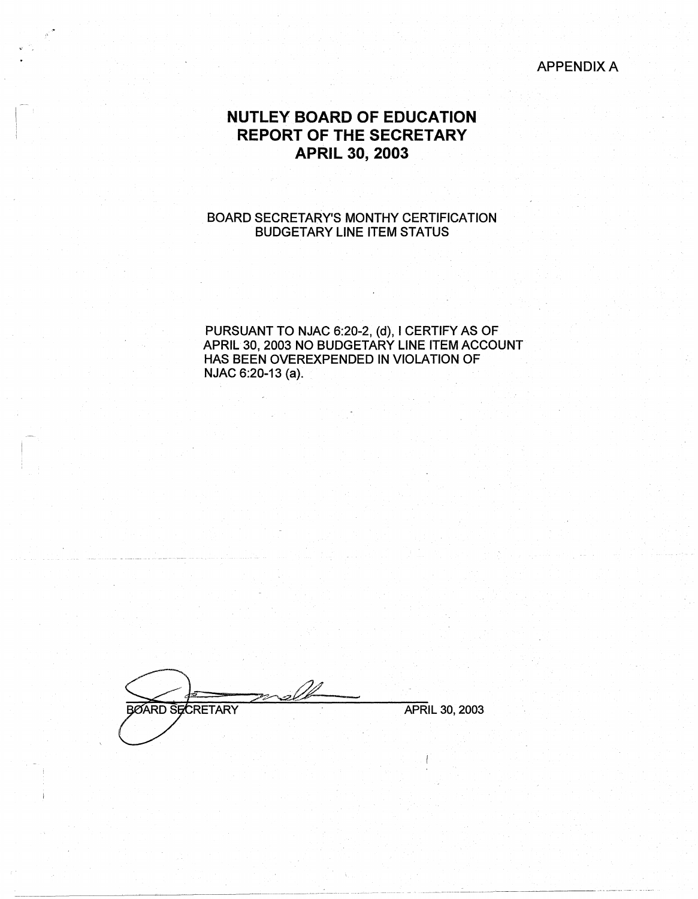APPENDIX A

# NUTLEY BOARD OF EDUCATION
# REPORT OF THE SECRETARY
# APRIL 30, 2003

BOARD SECRETARY'S MONTHY CERTIFICATION
BUDGETARY LINE ITEM STATUS

PURSUANT TO NJAC 6:20-2, (d), I CERTIFY AS OF APRIL 30, 2003 NO BUDGETARY LINE ITEM ACCOUNT HAS BEEN OVEREXPENDED IN VIOLATION OF NJAC 6:20-13 (a).

BOARD SECRETARY APRIL 30, 2003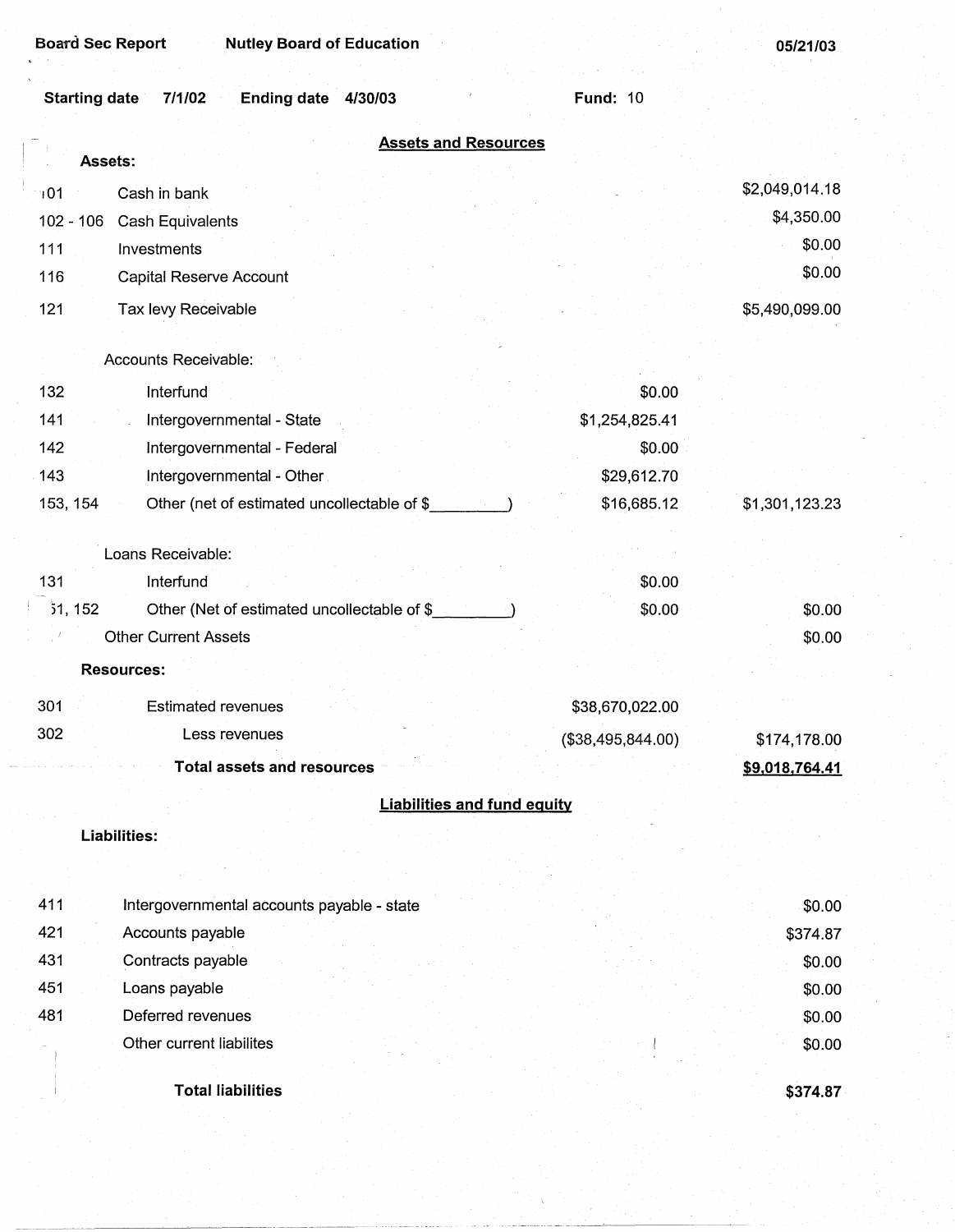Board Sec Report | Nutley Board of Education | 05/21/03

Starting date 7/1/02 Ending date 4/30/03 Fund: 10

## Assets and Resources

| Code | Description | | |
|---|---|---|---|
| | **Assets:** | | |
| 101 | Cash in bank | | $2,049,014.18 |
| 102 - 106 | Cash Equivalents | | $4,350.00 |
| 111 | Investments | | $0.00 |
| 116 | Capital Reserve Account | | $0.00 |
| 121 | Tax levy Receivable | | $5,490,099.00 |
| | Accounts Receivable: | | |
| 132 | Interfund | $0.00 | |
| 141 | Intergovernmental - State | $1,254,825.41 | |
| 142 | Intergovernmental - Federal | $0.00 | |
| 143 | Intergovernmental - Other | $29,612.70 | |
| 153, 154 | Other (net of estimated uncollectable of $_________) | $16,685.12 | $1,301,123.23 |
| | Loans Receivable: | | |
| 131 | Interfund | $0.00 | |
| 51, 152 | Other (Net of estimated uncollectable of $_________) | $0.00 | $0.00 |
| | Other Current Assets | | $0.00 |
| | **Resources:** | | |
| 301 | Estimated revenues | $38,670,022.00 | |
| 302 | Less revenues | ($38,495,844.00) | $174,178.00 |
| | **Total assets and resources** | | **$9,018,764.41** |

## Liabilities and fund equity

| Code | Description | |
|---|---|---|
| | **Liabilities:** | |
| 411 | Intergovernmental accounts payable - state | $0.00 |
| 421 | Accounts payable | $374.87 |
| 431 | Contracts payable | $0.00 |
| 451 | Loans payable | $0.00 |
| 481 | Deferred revenues | $0.00 |
| | Other current liabilites | $0.00 |
| | **Total liabilities** | **$374.87** |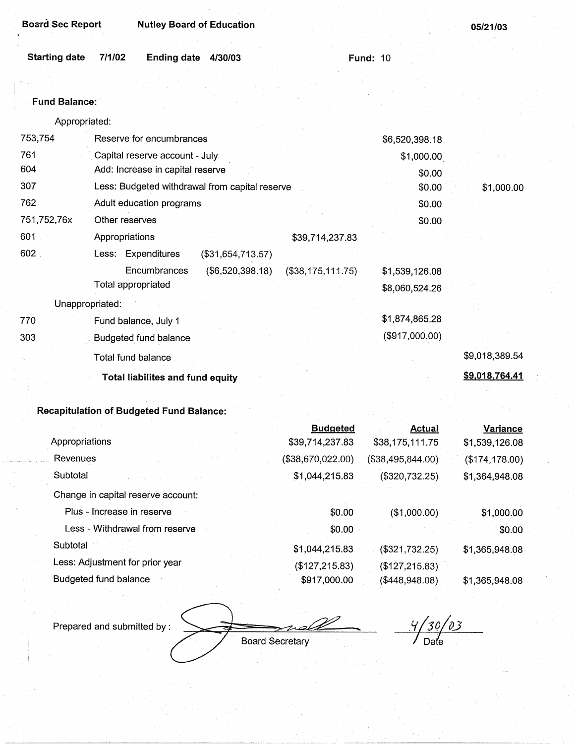Board Sec Report | Nutley Board of Education | 05/21/03

Starting date 7/1/02 Ending date 4/30/03 Fund: 10

## Fund Balance:

| | | | | | |
|---|---|---|---|---|---|
| | Appropriated: | | | | |
| 753,754 | Reserve for encumbrances | | | $6,520,398.18 | |
| 761 | Capital reserve account - July | | | $1,000.00 | |
| 604 | Add: Increase in capital reserve | | | $0.00 | |
| 307 | Less: Budgeted withdrawal from capital reserve | | | $0.00 | $1,000.00 |
| 762 | Adult education programs | | | $0.00 | |
| 751,752,76x | Other reserves | | | $0.00 | |
| 601 | Appropriations | | $39,714,237.83 | | |
| 602 | Less: Expenditures | ($31,654,713.57) | | | |
| | Encumbrances | ($6,520,398.18) | ($38,175,111.75) | $1,539,126.08 | |
| | Total appropriated | | | $8,060,524.26 | |
| | Unappropriated: | | | | |
| 770 | Fund balance, July 1 | | | $1,874,865.28 | |
| 303 | Budgeted fund balance | | | ($917,000.00) | |
| | Total fund balance | | | | $9,018,389.54 |
| | **Total liabilites and fund equity** | | | | **$9,018,764.41** |

## Recapitulation of Budgeted Fund Balance:

| | Budgeted | Actual | Variance |
|---|---|---|---|
| Appropriations | $39,714,237.83 | $38,175,111.75 | $1,539,126.08 |
| Revenues | ($38,670,022.00) | ($38,495,844.00) | ($174,178.00) |
| Subtotal | $1,044,215.83 | ($320,732.25) | $1,364,948.08 |
| Change in capital reserve account: | | | |
| Plus - Increase in reserve | $0.00 | ($1,000.00) | $1,000.00 |
| Less - Withdrawal from reserve | $0.00 | | $0.00 |
| Subtotal | $1,044,215.83 | ($321,732.25) | $1,365,948.08 |
| Less: Adjustment for prior year | ($127,215.83) | ($127,215.83) | |
| Budgeted fund balance | $917,000.00 | ($448,948.08) | $1,365,948.08 |

Prepared and submitted by: _______________ Board Secretary 4/30/03 Date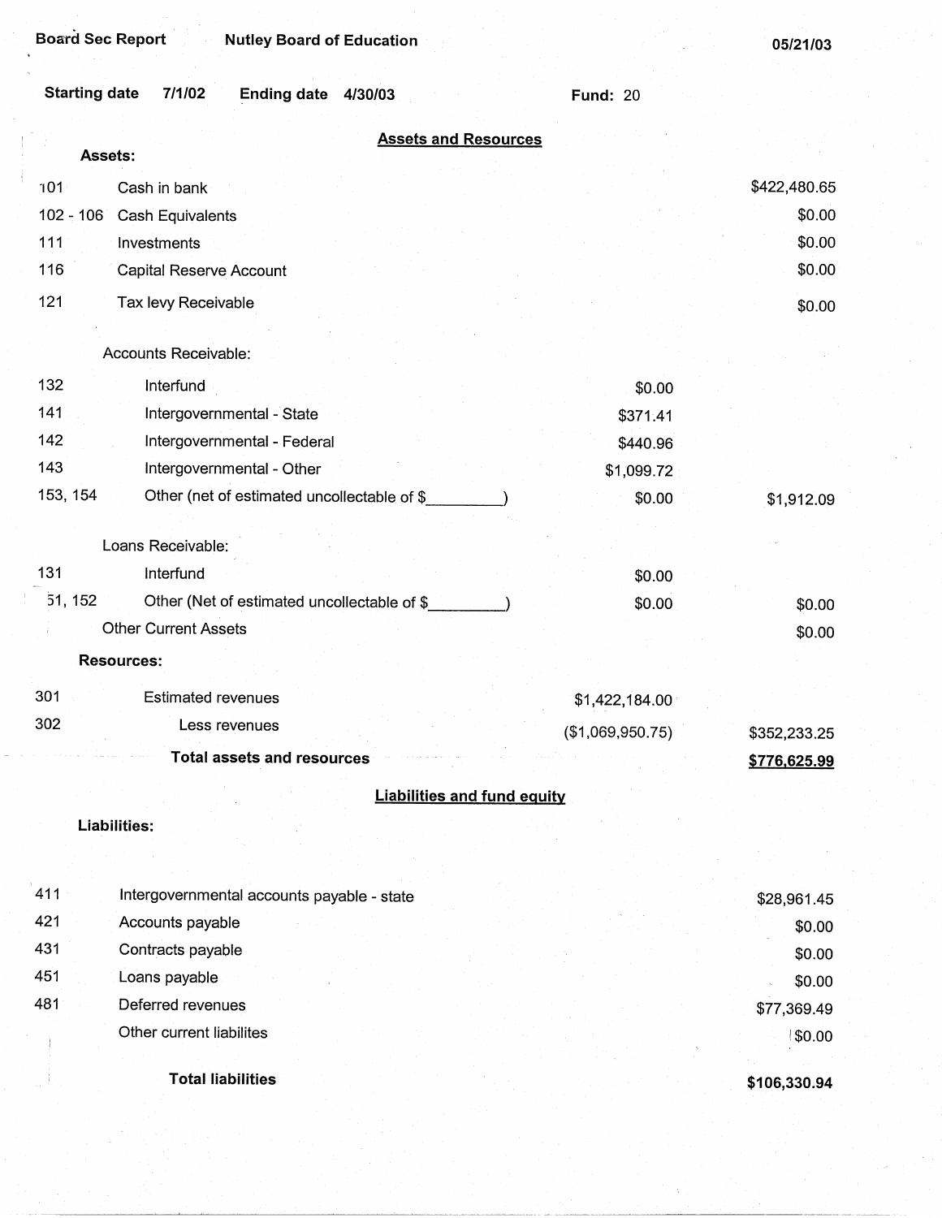Board Sec Report | Nutley Board of Education | 05/21/03

**Starting date** 7/1/02 **Ending date** 4/30/03 **Fund:** 20

## Assets and Resources

**Assets:**

| Code | Description | | Amount |
|---|---|---|---|
| 101 | Cash in bank | | $422,480.65 |
| 102 - 106 | Cash Equivalents | | $0.00 |
| 111 | Investments | | $0.00 |
| 116 | Capital Reserve Account | | $0.00 |
| 121 | Tax levy Receivable | | $0.00 |
| | Accounts Receivable: | | |
| 132 | Interfund | $0.00 | |
| 141 | Intergovernmental - State | $371.41 | |
| 142 | Intergovernmental - Federal | $440.96 | |
| 143 | Intergovernmental - Other | $1,099.72 | |
| 153, 154 | Other (net of estimated uncollectable of $_________) | $0.00 | $1,912.09 |
| | Loans Receivable: | | |
| 131 | Interfund | $0.00 | |
| 51, 152 | Other (Net of estimated uncollectable of $_________) | $0.00 | $0.00 |
| | Other Current Assets | | $0.00 |

**Resources:**

| Code | Description | | Amount |
|---|---|---|---|
| 301 | Estimated revenues | $1,422,184.00 | |
| 302 | Less revenues | ($1,069,950.75) | $352,233.25 |
| | **Total assets and resources** | | **$776,625.99** |

## Liabilities and fund equity

**Liabilities:**

| Code | Description | Amount |
|---|---|---|
| 411 | Intergovernmental accounts payable - state | $28,961.45 |
| 421 | Accounts payable | $0.00 |
| 431 | Contracts payable | $0.00 |
| 451 | Loans payable | $0.00 |
| 481 | Deferred revenues | $77,369.49 |
| | Other current liabilites | $0.00 |
| | **Total liabilities** | **$106,330.94** |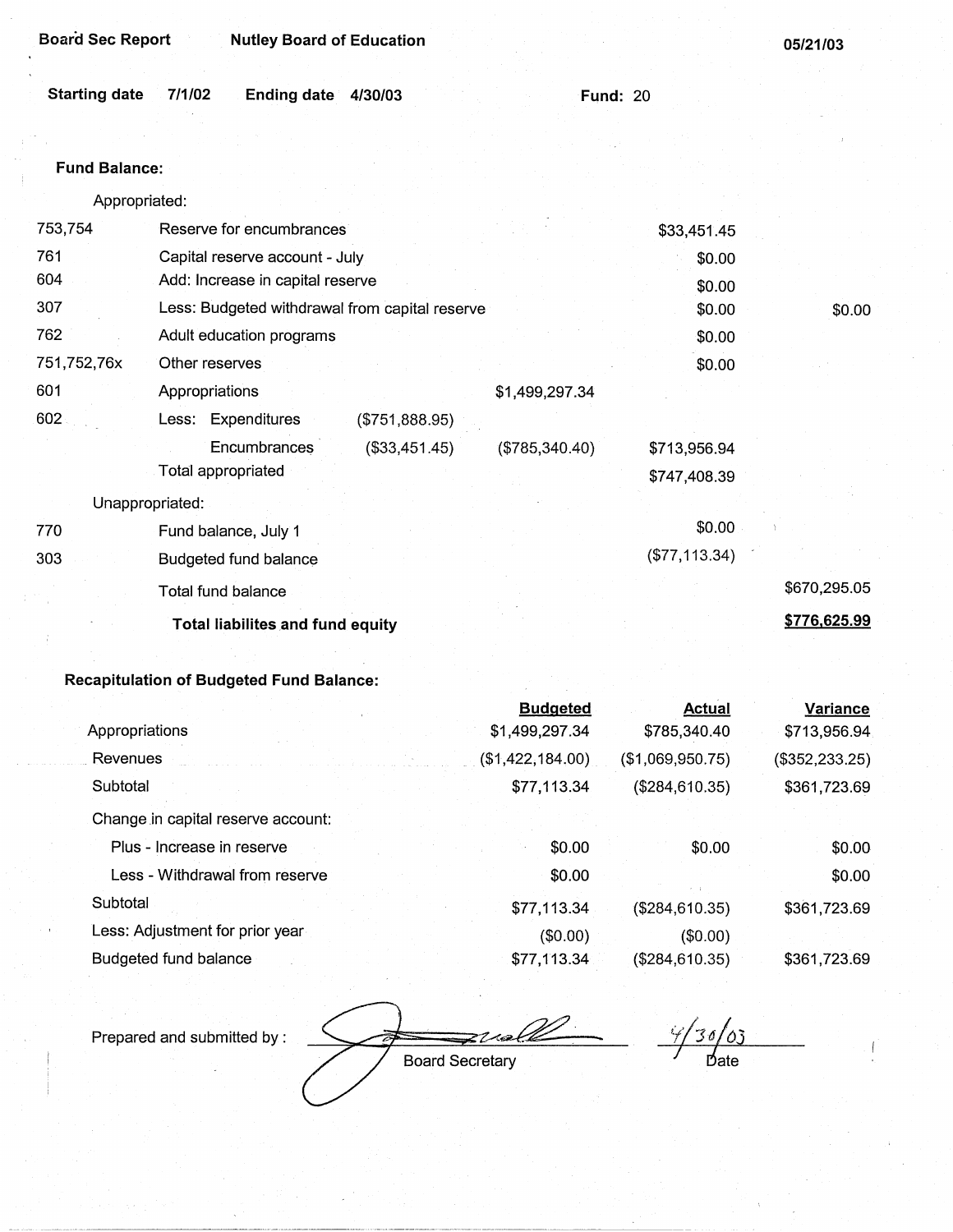Board Sec Report    Nutley Board of Education    05/21/03

Starting date 7/1/02    Ending date 4/30/03    Fund: 20

**Fund Balance:**

| | | | | | |
|---|---|---|---|---|---|
| | Appropriated: | | | | |
| 753,754 | Reserve for encumbrances | | | $33,451.45 | |
| 761 | Capital reserve account - July | | | $0.00 | |
| 604 | Add: Increase in capital reserve | | | $0.00 | |
| 307 | Less: Budgeted withdrawal from capital reserve | | | $0.00 | $0.00 |
| 762 | Adult education programs | | | $0.00 | |
| 751,752,76x | Other reserves | | | $0.00 | |
| 601 | Appropriations | | $1,499,297.34 | | |
| 602 | Less: Expenditures | ($751,888.95) | | | |
| | Encumbrances | ($33,451.45) | ($785,340.40) | $713,956.94 | |
| | Total appropriated | | | $747,408.39 | |
| | Unappropriated: | | | | |
| 770 | Fund balance, July 1 | | | $0.00 | |
| 303 | Budgeted fund balance | | | ($77,113.34) | |
| | Total fund balance | | | | $670,295.05 |
| | **Total liabilites and fund equity** | | | | **$776,625.99** |

**Recapitulation of Budgeted Fund Balance:**

| | Budgeted | Actual | Variance |
|---|---|---|---|
| Appropriations | $1,499,297.34 | $785,340.40 | $713,956.94 |
| Revenues | ($1,422,184.00) | ($1,069,950.75) | ($352,233.25) |
| Subtotal | $77,113.34 | ($284,610.35) | $361,723.69 |
| Change in capital reserve account: | | | |
| Plus - Increase in reserve | $0.00 | $0.00 | $0.00 |
| Less - Withdrawal from reserve | $0.00 | | $0.00 |
| Subtotal | $77,113.34 | ($284,610.35) | $361,723.69 |
| Less: Adjustment for prior year | ($0.00) | ($0.00) | |
| Budgeted fund balance | $77,113.34 | ($284,610.35) | $361,723.69 |

Prepared and submitted by : Board Secretary    4/30/03 Date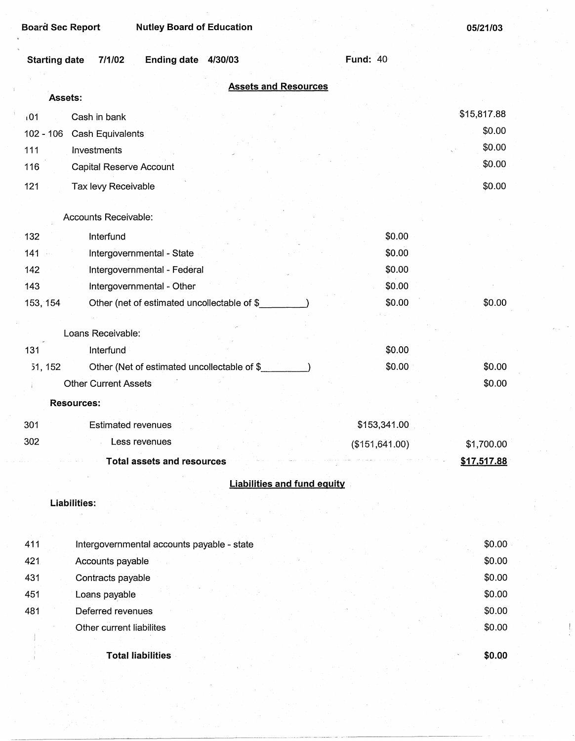Board Sec Report | Nutley Board of Education | 05/21/03

**Starting date** 7/1/02 **Ending date** 4/30/03 **Fund:** 40

## Assets and Resources

**Assets:**

| Code | Description | | |
|---|---|---|---|
| 101 | Cash in bank | | $15,817.88 |
| 102 - 106 | Cash Equivalents | | $0.00 |
| 111 | Investments | | $0.00 |
| 116 | Capital Reserve Account | | $0.00 |
| 121 | Tax levy Receivable | | $0.00 |
| | Accounts Receivable: | | |
| 132 | Interfund | $0.00 | |
| 141 | Intergovernmental - State | $0.00 | |
| 142 | Intergovernmental - Federal | $0.00 | |
| 143 | Intergovernmental - Other | $0.00 | |
| 153, 154 | Other (net of estimated uncollectable of $_________) | $0.00 | $0.00 |
| | Loans Receivable: | | |
| 131 | Interfund | $0.00 | |
| 151, 152 | Other (Net of estimated uncollectable of $_________) | $0.00 | $0.00 |
| | Other Current Assets | | $0.00 |
| | **Resources:** | | |
| 301 | Estimated revenues | $153,341.00 | |
| 302 | Less revenues | ($151,641.00) | $1,700.00 |
| | **Total assets and resources** | | **$17,517.88** |

## Liabilities and fund equity

**Liabilities:**

| Code | Description | |
|---|---|---|
| 411 | Intergovernmental accounts payable - state | $0.00 |
| 421 | Accounts payable | $0.00 |
| 431 | Contracts payable | $0.00 |
| 451 | Loans payable | $0.00 |
| 481 | Deferred revenues | $0.00 |
| | Other current liabilites | $0.00 |
| | **Total liabilities** | **$0.00** |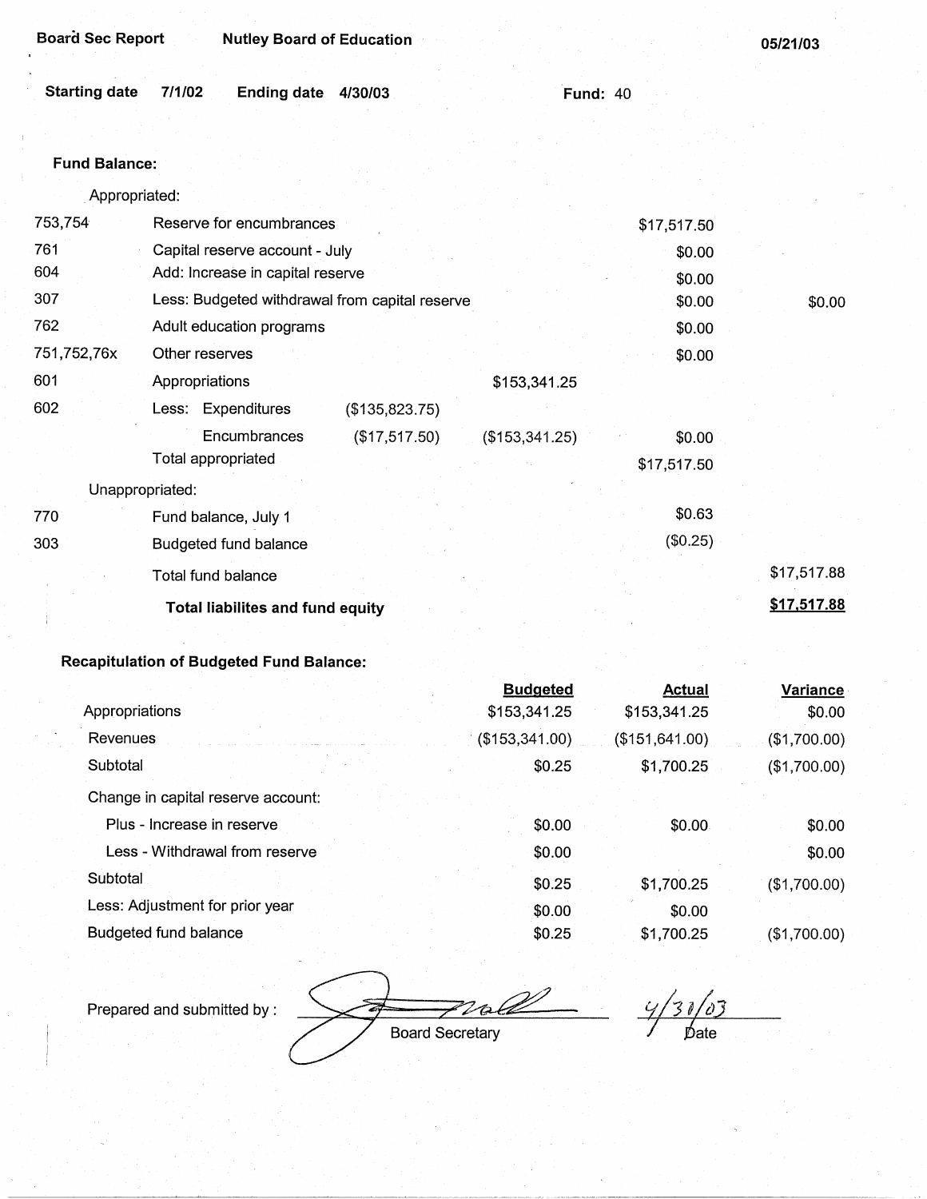Board Sec Report | Nutley Board of Education | 05/21/03

Starting date 7/1/02 Ending date 4/30/03 Fund: 40

**Fund Balance:**

| | | | | | |
|---|---|---|---|---|---|
| | Appropriated: | | | | |
| 753,754 | Reserve for encumbrances | | | $17,517.50 | |
| 761 | Capital reserve account - July | | | $0.00 | |
| 604 | Add: Increase in capital reserve | | | $0.00 | |
| 307 | Less: Budgeted withdrawal from capital reserve | | | $0.00 | $0.00 |
| 762 | Adult education programs | | | $0.00 | |
| 751,752,76x | Other reserves | | | $0.00 | |
| 601 | Appropriations | | $153,341.25 | | |
| 602 | Less: Expenditures | ($135,823.75) | | | |
| | Encumbrances | ($17,517.50) | ($153,341.25) | $0.00 | |
| | Total appropriated | | | $17,517.50 | |
| | Unappropriated: | | | | |
| 770 | Fund balance, July 1 | | | $0.63 | |
| 303 | Budgeted fund balance | | | ($0.25) | |
| | Total fund balance | | | | $17,517.88 |
| | **Total liabilites and fund equity** | | | | **$17,517.88** |

**Recapitulation of Budgeted Fund Balance:**

| | Budgeted | Actual | Variance |
|---|---|---|---|
| Appropriations | $153,341.25 | $153,341.25 | $0.00 |
| Revenues | ($153,341.00) | ($151,641.00) | ($1,700.00) |
| Subtotal | $0.25 | $1,700.25 | ($1,700.00) |
| Change in capital reserve account: | | | |
| Plus - Increase in reserve | $0.00 | $0.00 | $0.00 |
| Less - Withdrawal from reserve | $0.00 | | $0.00 |
| Subtotal | $0.25 | $1,700.25 | ($1,700.00) |
| Less: Adjustment for prior year | $0.00 | $0.00 | |
| Budgeted fund balance | $0.25 | $1,700.25 | ($1,700.00) |

Prepared and submitted by : _______________ Board Secretary 4/30/03 Date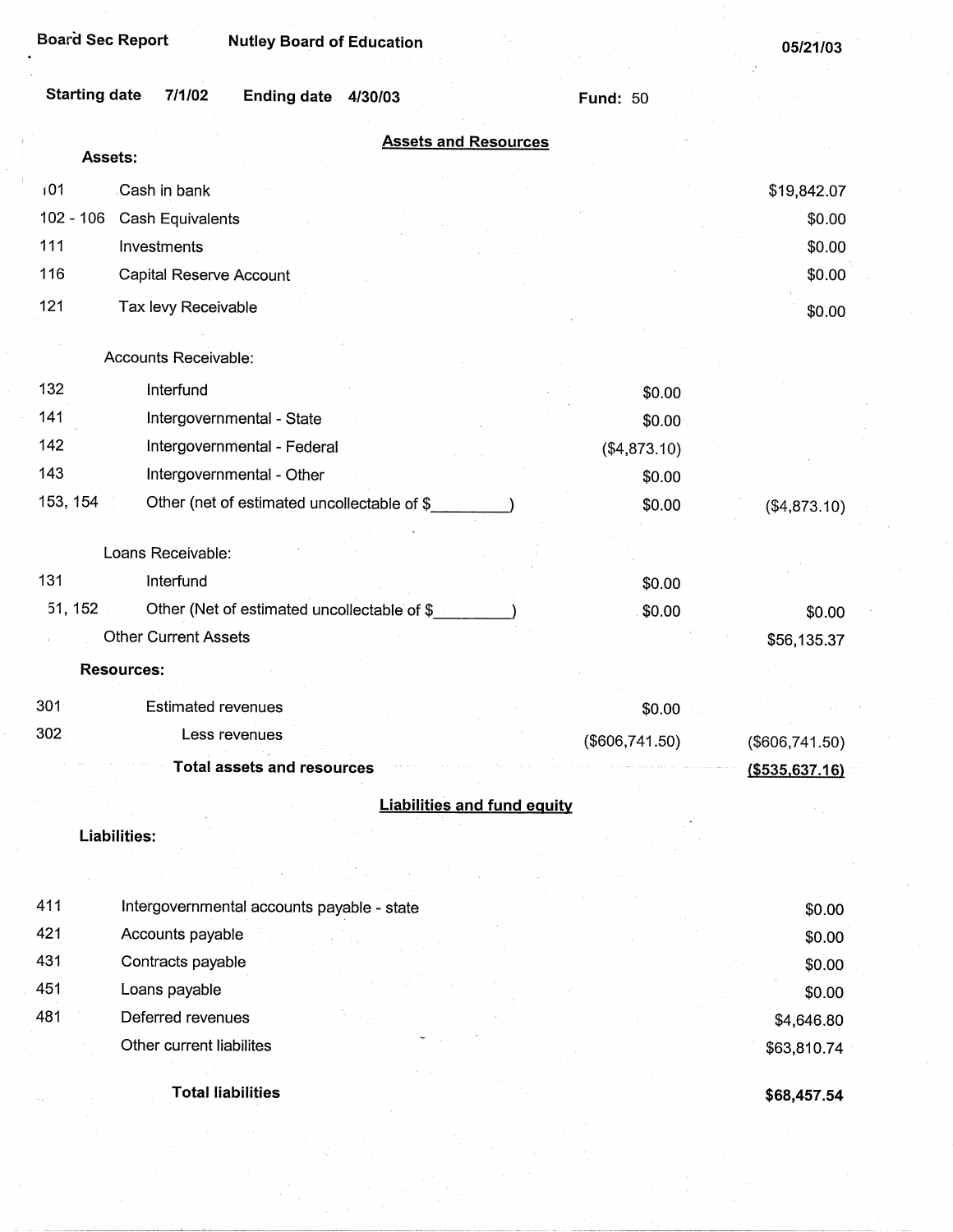Board Sec Report | Nutley Board of Education | 05/21/03

Starting date 7/1/02 Ending date 4/30/03 Fund: 50

## Assets and Resources

**Assets:**

| Code | Account | | Amount |
|---|---|---|---|
| 101 | Cash in bank | | $19,842.07 |
| 102 - 106 | Cash Equivalents | | $0.00 |
| 111 | Investments | | $0.00 |
| 116 | Capital Reserve Account | | $0.00 |
| 121 | Tax levy Receivable | | $0.00 |
| | Accounts Receivable: | | |
| 132 | Interfund | $0.00 | |
| 141 | Intergovernmental - State | $0.00 | |
| 142 | Intergovernmental - Federal | ($4,873.10) | |
| 143 | Intergovernmental - Other | $0.00 | |
| 153, 154 | Other (net of estimated uncollectable of $_________) | $0.00 | ($4,873.10) |
| | Loans Receivable: | | |
| 131 | Interfund | $0.00 | |
| 51, 152 | Other (Net of estimated uncollectable of $_________) | $0.00 | $0.00 |
| | Other Current Assets | | $56,135.37 |
| | **Resources:** | | |
| 301 | Estimated revenues | $0.00 | |
| 302 | Less revenues | ($606,741.50) | ($606,741.50) |
| | **Total assets and resources** | | **($535,637.16)** |

## Liabilities and fund equity

**Liabilities:**

| Code | Account | Amount |
|---|---|---|
| 411 | Intergovernmental accounts payable - state | $0.00 |
| 421 | Accounts payable | $0.00 |
| 431 | Contracts payable | $0.00 |
| 451 | Loans payable | $0.00 |
| 481 | Deferred revenues | $4,646.80 |
| | Other current liabilites | $63,810.74 |
| | **Total liabilities** | **$68,457.54** |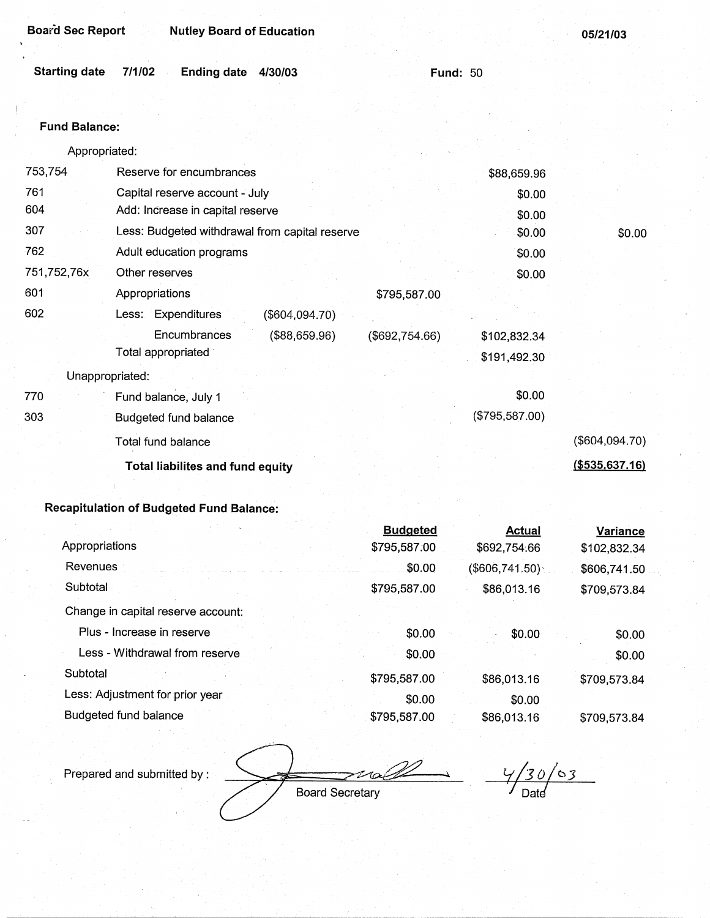Board Sec Report | Nutley Board of Education | 05/21/03

Starting date 7/1/02 | Ending date 4/30/03 | Fund: 50

**Fund Balance:**

| | | | | | |
|---|---|---|---|---|---|
| | Appropriated: | | | | |
| 753,754 | Reserve for encumbrances | | | $88,659.96 | |
| 761 | Capital reserve account - July | | | $0.00 | |
| 604 | Add: Increase in capital reserve | | | $0.00 | |
| 307 | Less: Budgeted withdrawal from capital reserve | | | $0.00 | $0.00 |
| 762 | Adult education programs | | | $0.00 | |
| 751,752,76x | Other reserves | | | $0.00 | |
| 601 | Appropriations | | $795,587.00 | | |
| 602 | Less: Expenditures | ($604,094.70) | | | |
| | Encumbrances | ($88,659.96) | ($692,754.66) | $102,832.34 | |
| | Total appropriated | | | $191,492.30 | |
| | Unappropriated: | | | | |
| 770 | Fund balance, July 1 | | | $0.00 | |
| 303 | Budgeted fund balance | | | ($795,587.00) | |
| | Total fund balance | | | | ($604,094.70) |
| | **Total liabilites and fund equity** | | | | **($535,637.16)** |

**Recapitulation of Budgeted Fund Balance:**

| | Budgeted | Actual | Variance |
|---|---|---|---|
| Appropriations | $795,587.00 | $692,754.66 | $102,832.34 |
| Revenues | $0.00 | ($606,741.50) | $606,741.50 |
| Subtotal | $795,587.00 | $86,013.16 | $709,573.84 |
| Change in capital reserve account: | | | |
| Plus - Increase in reserve | $0.00 | $0.00 | $0.00 |
| Less - Withdrawal from reserve | $0.00 | | $0.00 |
| Subtotal | $795,587.00 | $86,013.16 | $709,573.84 |
| Less: Adjustment for prior year | $0.00 | $0.00 | |
| Budgeted fund balance | $795,587.00 | $86,013.16 | $709,573.84 |

Prepared and submitted by : _______________ Board Secretary    4/30/03 Date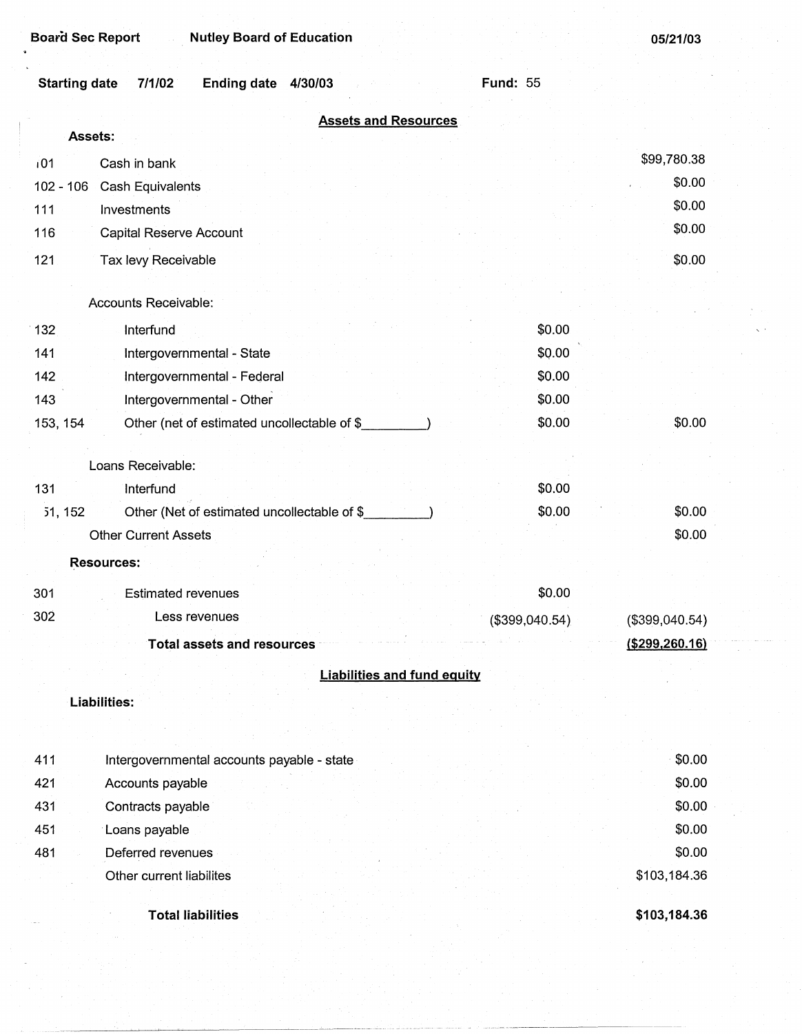Board Sec Report | Nutley Board of Education | 05/21/03

Starting date 7/1/02 | Ending date 4/30/03 | Fund: 55

## Assets and Resources

| | | | |
|---|---|---|---|
| **Assets:** | | | |
| 101 | Cash in bank | | $99,780.38 |
| 102 - 106 | Cash Equivalents | | $0.00 |
| 111 | Investments | | $0.00 |
| 116 | Capital Reserve Account | | $0.00 |
| 121 | Tax levy Receivable | | $0.00 |
| | Accounts Receivable: | | |
| 132 | Interfund | $0.00 | |
| 141 | Intergovernmental - State | $0.00 | |
| 142 | Intergovernmental - Federal | $0.00 | |
| 143 | Intergovernmental - Other | $0.00 | |
| 153, 154 | Other (net of estimated uncollectable of $_________) | $0.00 | $0.00 |
| | Loans Receivable: | | |
| 131 | Interfund | $0.00 | |
| 51, 152 | Other (Net of estimated uncollectable of $_________) | $0.00 | $0.00 |
| | Other Current Assets | | $0.00 |
| **Resources:** | | | |
| 301 | Estimated revenues | $0.00 | |
| 302 | Less revenues | ($399,040.54) | ($399,040.54) |
| | **Total assets and resources** | | **($299,260.16)** |

## Liabilities and fund equity

| | | |
|---|---|---|
| **Liabilities:** | | |
| 411 | Intergovernmental accounts payable - state | $0.00 |
| 421 | Accounts payable | $0.00 |
| 431 | Contracts payable | $0.00 |
| 451 | Loans payable | $0.00 |
| 481 | Deferred revenues | $0.00 |
| | Other current liabilites | $103,184.36 |
| | **Total liabilities** | **$103,184.36** |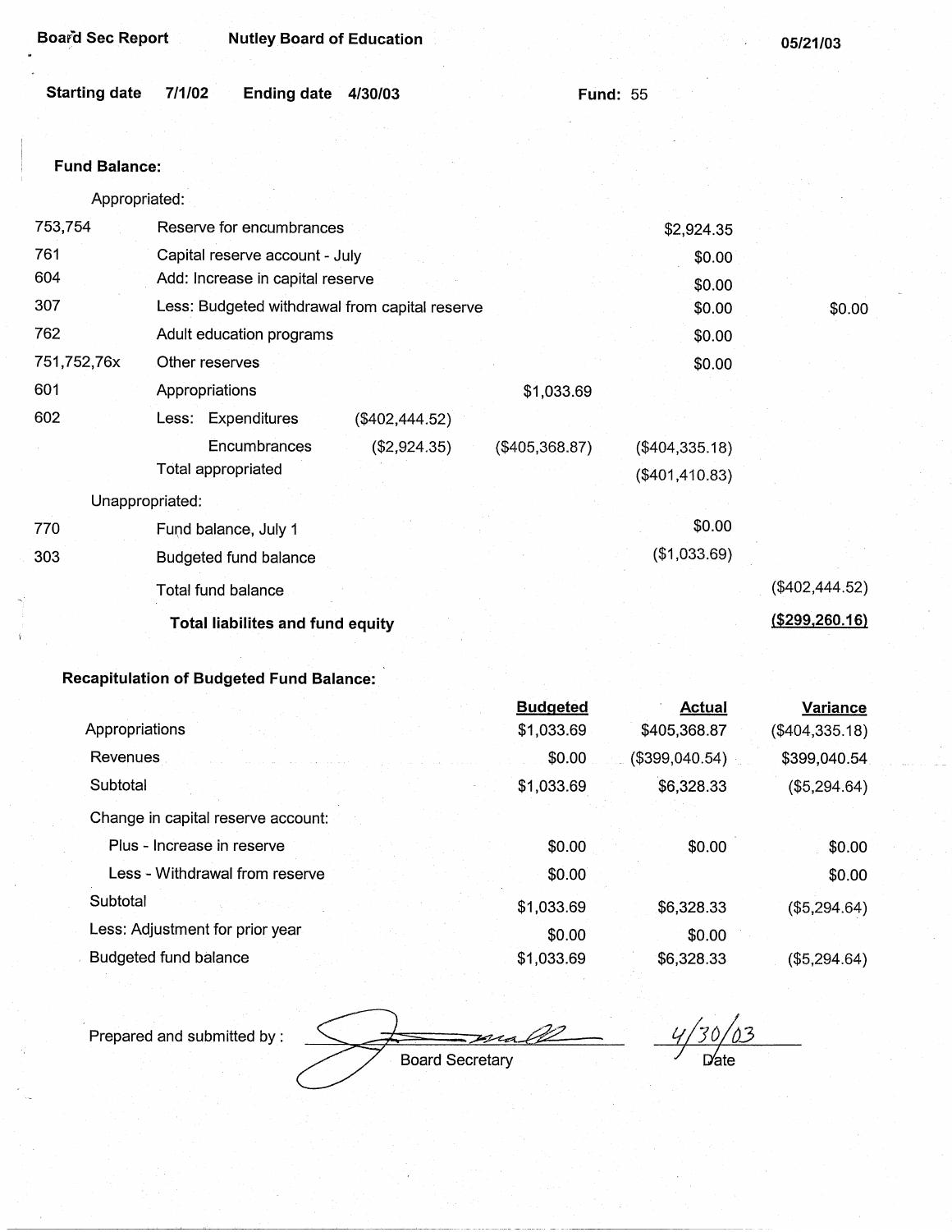Board Sec Report    Nutley Board of Education    05/21/03

**Starting date** 7/1/02 **Ending date** 4/30/03 **Fund:** 55

**Fund Balance:**

| | | | | | |
|---|---|---|---|---|---|
| | Appropriated: | | | | |
| 753,754 | Reserve for encumbrances | | | $2,924.35 | |
| 761 | Capital reserve account - July | | | $0.00 | |
| 604 | Add: Increase in capital reserve | | | $0.00 | |
| 307 | Less: Budgeted withdrawal from capital reserve | | | $0.00 | $0.00 |
| 762 | Adult education programs | | | $0.00 | |
| 751,752,76x | Other reserves | | | $0.00 | |
| 601 | Appropriations | | $1,033.69 | | |
| 602 | Less: Expenditures | ($402,444.52) | | | |
| | Encumbrances | ($2,924.35) | ($405,368.87) | ($404,335.18) | |
| | Total appropriated | | | ($401,410.83) | |
| | Unappropriated: | | | | |
| 770 | Fund balance, July 1 | | | $0.00 | |
| 303 | Budgeted fund balance | | | ($1,033.69) | |
| | Total fund balance | | | | ($402,444.52) |
| | **Total liabilites and fund equity** | | | | **($299,260.16)** |

**Recapitulation of Budgeted Fund Balance:**

| | Budgeted | Actual | Variance |
|---|---|---|---|
| Appropriations | $1,033.69 | $405,368.87 | ($404,335.18) |
| Revenues | $0.00 | ($399,040.54) | $399,040.54 |
| Subtotal | $1,033.69 | $6,328.33 | ($5,294.64) |
| Change in capital reserve account: | | | |
| Plus - Increase in reserve | $0.00 | $0.00 | $0.00 |
| Less - Withdrawal from reserve | $0.00 | | $0.00 |
| Subtotal | $1,033.69 | $6,328.33 | ($5,294.64) |
| Less: Adjustment for prior year | $0.00 | $0.00 | |
| Budgeted fund balance | $1,033.69 | $6,328.33 | ($5,294.64) |

Prepared and submitted by : ____________ Board Secretary    4/30/03 Date